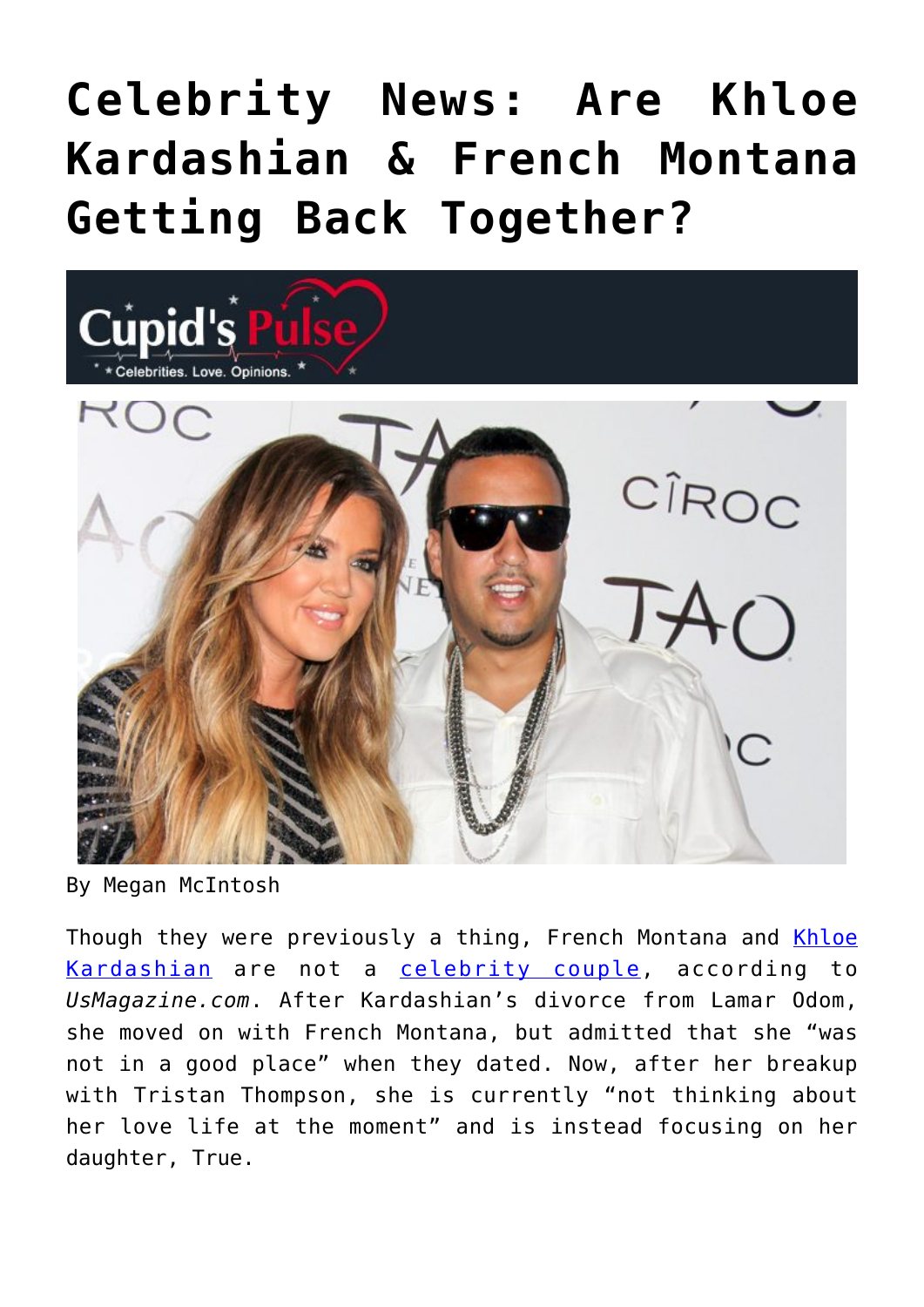# Celebrity News: Are Khloe Kardashian & French Montana Getting Back Together?

By Megan McIntosh

Though they were previously a thing, French Montana and Khloe Kardashian are not a celebrity couple, according to *UsMagazine.com*. After Kardashian's divorce from Lamar Odom, she moved on with French Montana, but admitted that she "was not in a good place" when they dated. Now, after her breakup with Tristan Thompson, she is currently "not thinking about her love life at the moment" and is instead focusing on her daughter, True.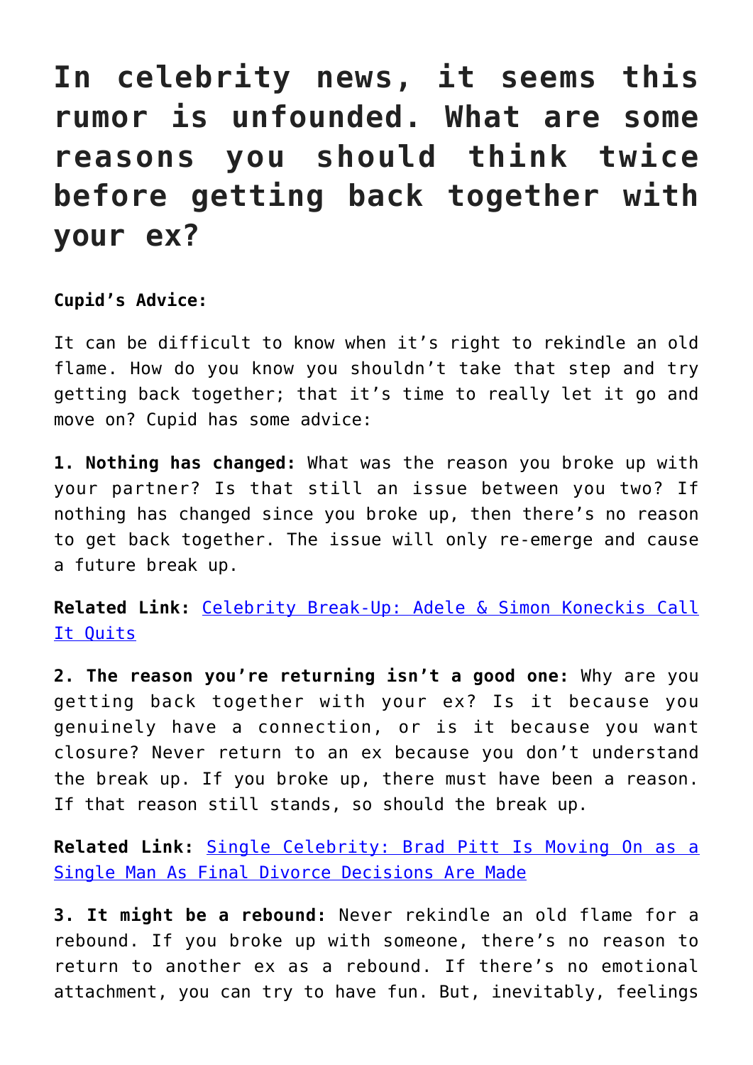# In celebrity news, it seems this rumor is unfounded. What are some reasons you should think twice before getting back together with your ex?

**Cupid's Advice:**

It can be difficult to know when it's right to rekindle an old flame. How do you know you shouldn't take that step and try getting back together; that it's time to really let it go and move on? Cupid has some advice:

**1. Nothing has changed:** What was the reason you broke up with your partner? Is that still an issue between you two? If nothing has changed since you broke up, then there's no reason to get back together. The issue will only re-emerge and cause a future break up.

**Related Link:** [Celebrity Break-Up: Adele & Simon Koneckis Call It Quits]()

**2. The reason you're returning isn't a good one:** Why are you getting back together with your ex? Is it because you genuinely have a connection, or is it because you want closure? Never return to an ex because you don't understand the break up. If you broke up, there must have been a reason. If that reason still stands, so should the break up.

**Related Link:** [Single Celebrity: Brad Pitt Is Moving On as a Single Man As Final Divorce Decisions Are Made]()

**3. It might be a rebound:** Never rekindle an old flame for a rebound. If you broke up with someone, there's no reason to return to another ex as a rebound. If there's no emotional attachment, you can try to have fun. But, inevitably, feelings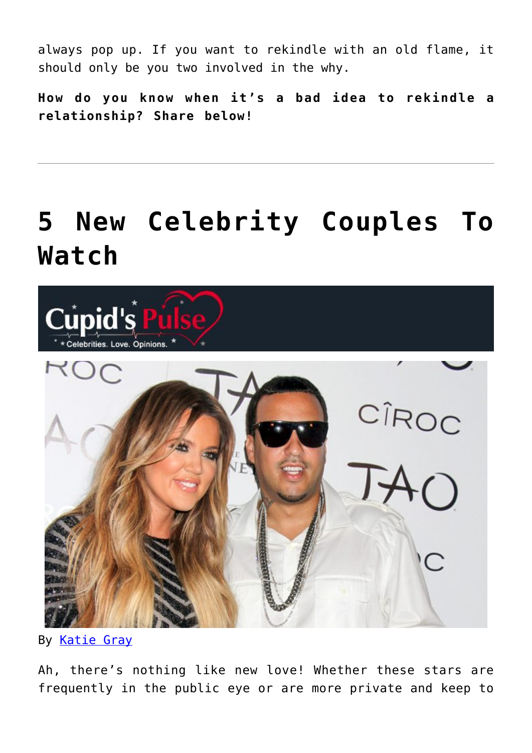always pop up. If you want to rekindle with an old flame, it should only be you two involved in the why.

**How do you know when it's a bad idea to rekindle a relationship? Share below!**

---

# 5 New Celebrity Couples To Watch

By Katie Gray

Ah, there's nothing like new love! Whether these stars are frequently in the public eye or are more private and keep to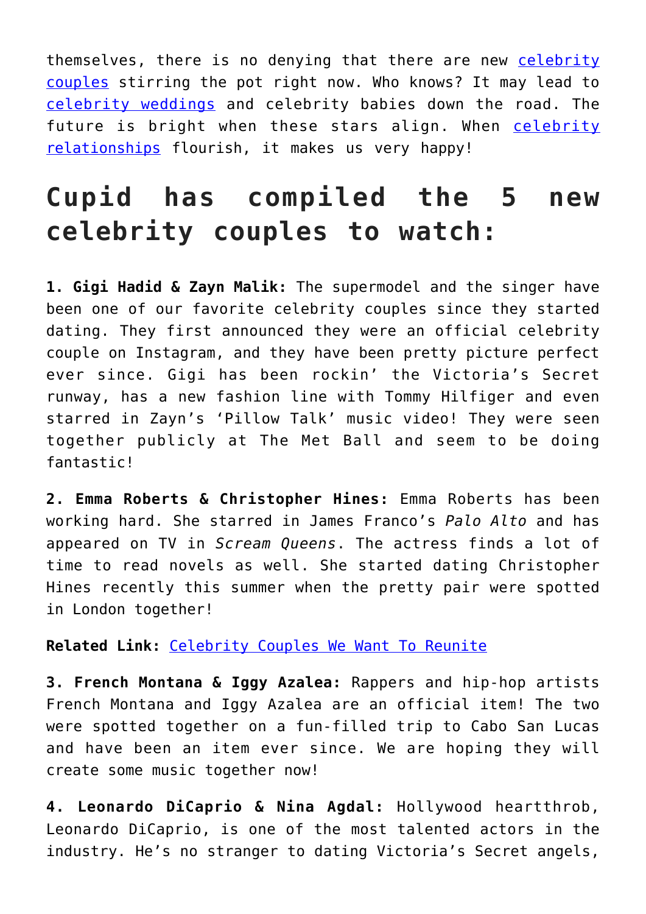themselves, there is no denying that there are new celebrity couples stirring the pot right now. Who knows? It may lead to celebrity weddings and celebrity babies down the road. The future is bright when these stars align. When celebrity relationships flourish, it makes us very happy!

## Cupid has compiled the 5 new celebrity couples to watch:

**1. Gigi Hadid & Zayn Malik:** The supermodel and the singer have been one of our favorite celebrity couples since they started dating. They first announced they were an official celebrity couple on Instagram, and they have been pretty picture perfect ever since. Gigi has been rockin' the Victoria's Secret runway, has a new fashion line with Tommy Hilfiger and even starred in Zayn's 'Pillow Talk' music video! They were seen together publicly at The Met Ball and seem to be doing fantastic!

**2. Emma Roberts & Christopher Hines:** Emma Roberts has been working hard. She starred in James Franco's *Palo Alto* and has appeared on TV in *Scream Queens*. The actress finds a lot of time to read novels as well. She started dating Christopher Hines recently this summer when the pretty pair were spotted in London together!

**Related Link:** Celebrity Couples We Want To Reunite

**3. French Montana & Iggy Azalea:** Rappers and hip-hop artists French Montana and Iggy Azalea are an official item! The two were spotted together on a fun-filled trip to Cabo San Lucas and have been an item ever since. We are hoping they will create some music together now!

**4. Leonardo DiCaprio & Nina Agdal:** Hollywood heartthrob, Leonardo DiCaprio, is one of the most talented actors in the industry. He's no stranger to dating Victoria's Secret angels,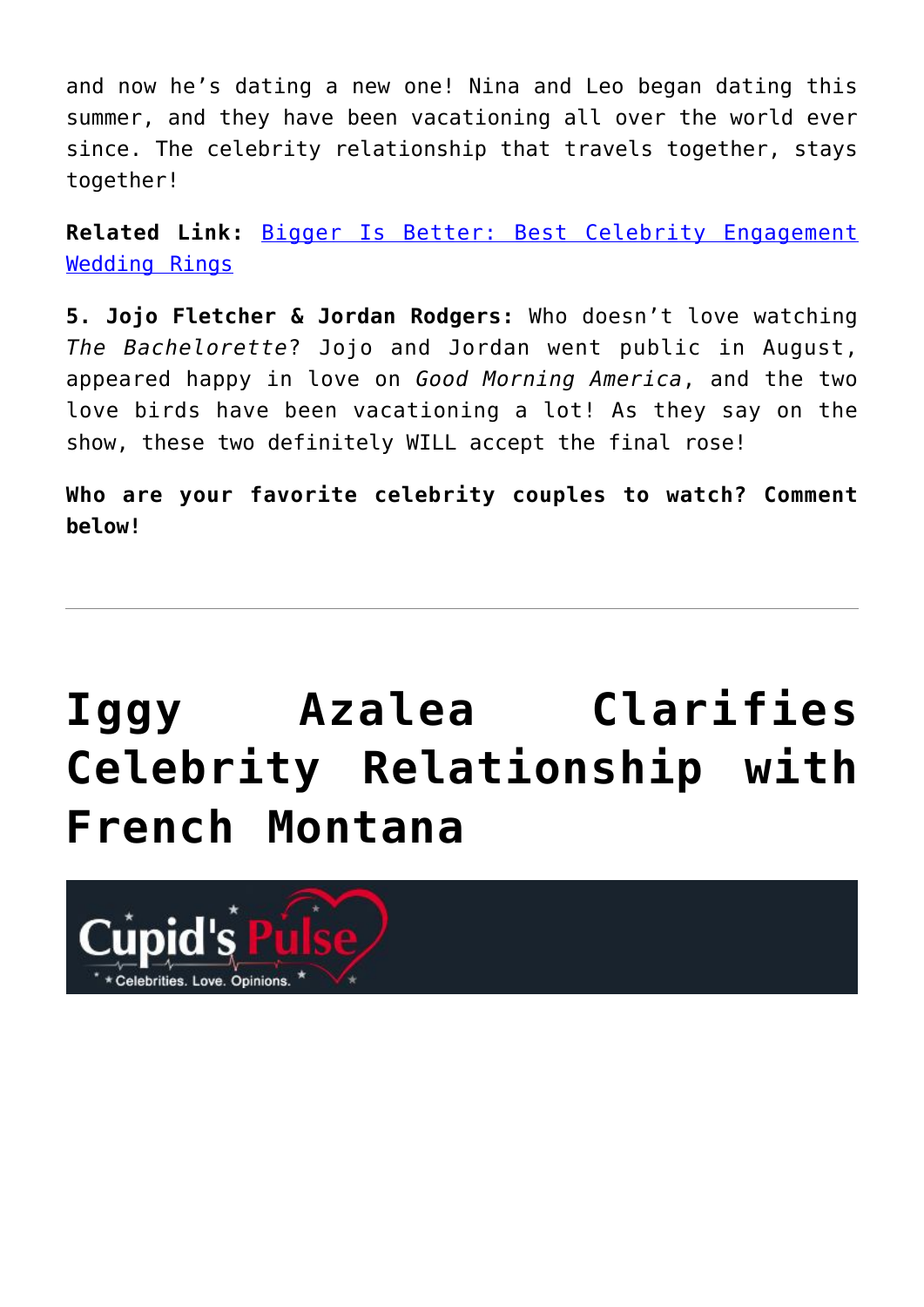and now he's dating a new one! Nina and Leo began dating this summer, and they have been vacationing all over the world ever since. The celebrity relationship that travels together, stays together!

**Related Link:** [Bigger Is Better: Best Celebrity Engagement Wedding Rings]()

**5. Jojo Fletcher & Jordan Rodgers:** Who doesn't love watching *The Bachelorette*? Jojo and Jordan went public in August, appeared happy in love on *Good Morning America*, and the two love birds have been vacationing a lot! As they say on the show, these two definitely WILL accept the final rose!

**Who are your favorite celebrity couples to watch? Comment below!**

---

# Iggy Azalea Clarifies Celebrity Relationship with French Montana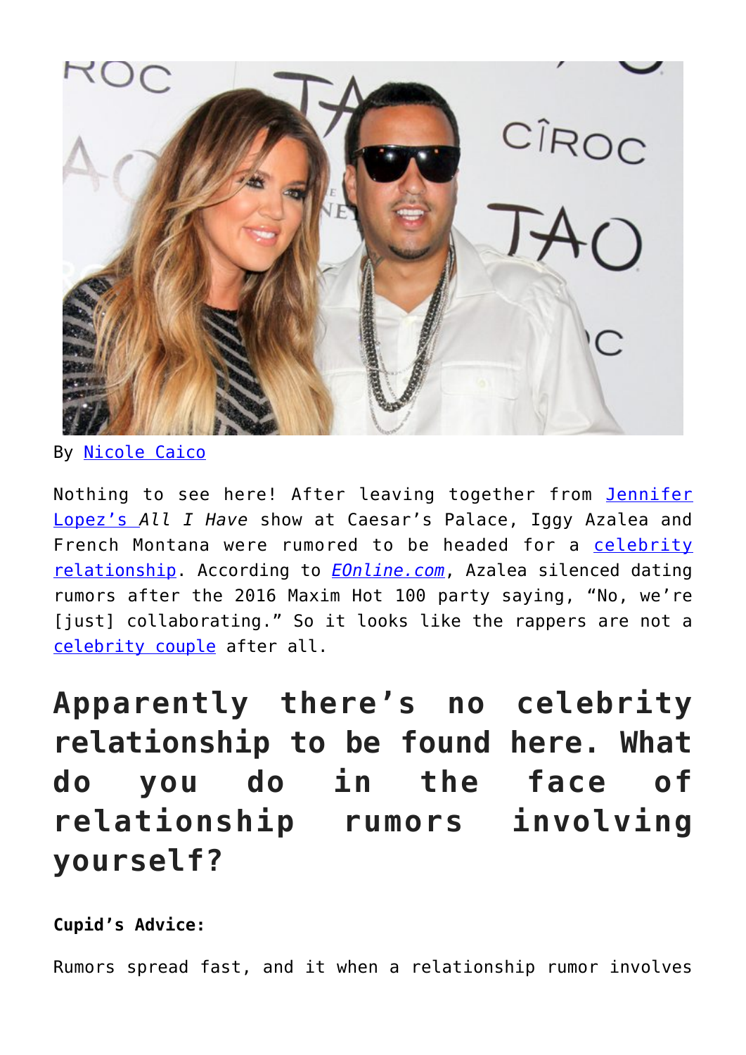By Nicole Caico

Nothing to see here! After leaving together from Jennifer Lopez's *All I Have* show at Caesar's Palace, Iggy Azalea and French Montana were rumored to be headed for a celebrity relationship. According to *EOnline.com*, Azalea silenced dating rumors after the 2016 Maxim Hot 100 party saying, "No, we're [just] collaborating." So it looks like the rappers are not a celebrity couple after all.

## Apparently there's no celebrity relationship to be found here. What do you do in the face of relationship rumors involving yourself?

**Cupid's Advice:**

Rumors spread fast, and it when a relationship rumor involves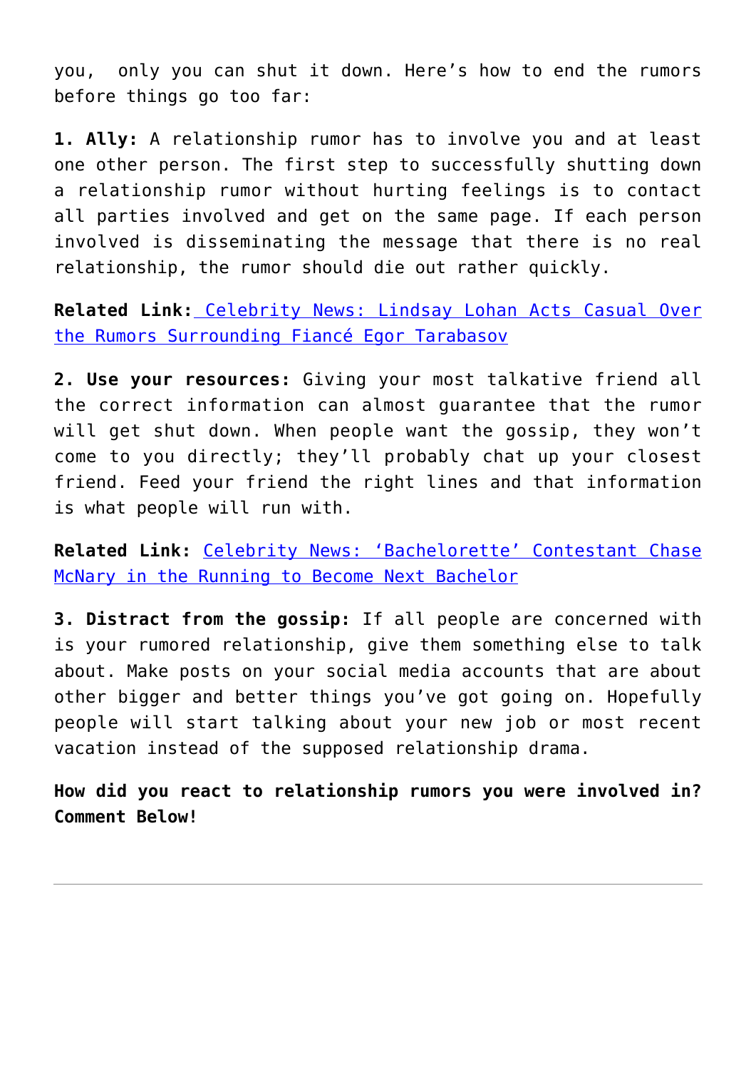you, only you can shut it down. Here's how to end the rumors before things go too far:

**1. Ally:** A relationship rumor has to involve you and at least one other person. The first step to successfully shutting down a relationship rumor without hurting feelings is to contact all parties involved and get on the same page. If each person involved is disseminating the message that there is no real relationship, the rumor should die out rather quickly.

**Related Link:** Celebrity News: Lindsay Lohan Acts Casual Over the Rumors Surrounding Fiancé Egor Tarabasov

**2. Use your resources:** Giving your most talkative friend all the correct information can almost guarantee that the rumor will get shut down. When people want the gossip, they won't come to you directly; they'll probably chat up your closest friend. Feed your friend the right lines and that information is what people will run with.

**Related Link:** Celebrity News: 'Bachelorette' Contestant Chase McNary in the Running to Become Next Bachelor

**3. Distract from the gossip:** If all people are concerned with is your rumored relationship, give them something else to talk about. Make posts on your social media accounts that are about other bigger and better things you've got going on. Hopefully people will start talking about your new job or most recent vacation instead of the supposed relationship drama.

**How did you react to relationship rumors you were involved in? Comment Below!**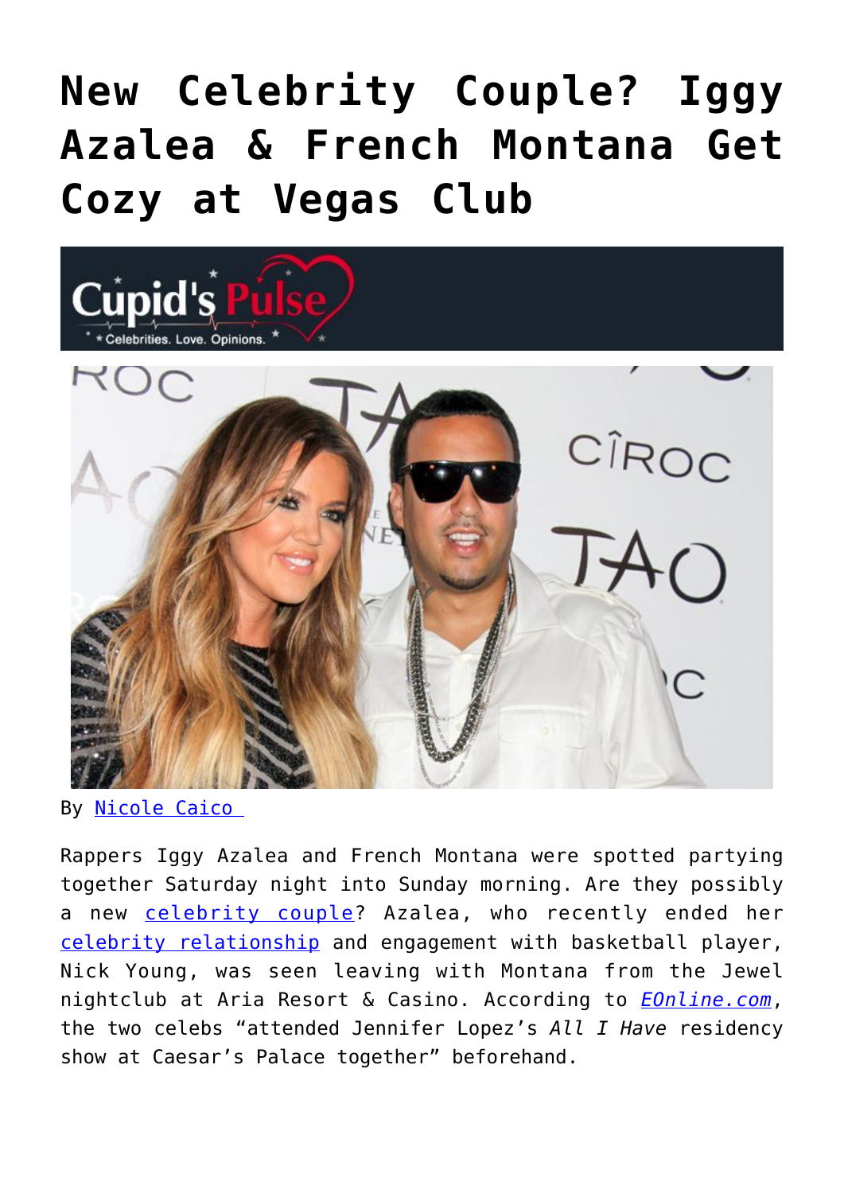# New Celebrity Couple? Iggy Azalea & French Montana Get Cozy at Vegas Club

By Nicole Caico

Rappers Iggy Azalea and French Montana were spotted partying together Saturday night into Sunday morning. Are they possibly a new celebrity couple? Azalea, who recently ended her celebrity relationship and engagement with basketball player, Nick Young, was seen leaving with Montana from the Jewel nightclub at Aria Resort & Casino. According to *EOnline.com*, the two celebs "attended Jennifer Lopez's *All I Have* residency show at Caesar's Palace together" beforehand.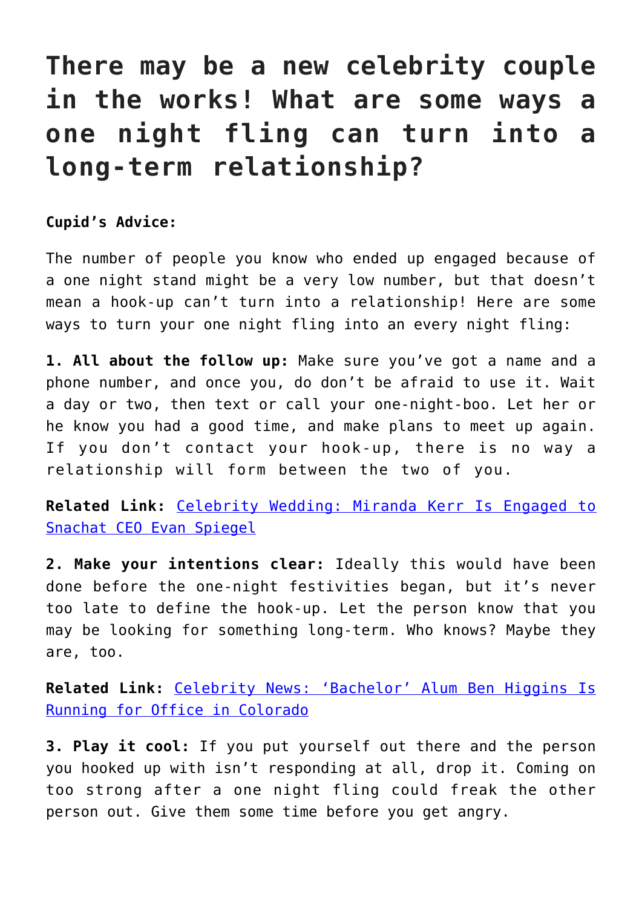# There may be a new celebrity couple in the works! What are some ways a one night fling can turn into a long-term relationship?

**Cupid's Advice:**

The number of people you know who ended up engaged because of a one night stand might be a very low number, but that doesn't mean a hook-up can't turn into a relationship! Here are some ways to turn your one night fling into an every night fling:

**1. All about the follow up:** Make sure you've got a name and a phone number, and once you, do don't be afraid to use it. Wait a day or two, then text or call your one-night-boo. Let her or he know you had a good time, and make plans to meet up again. If you don't contact your hook-up, there is no way a relationship will form between the two of you.

**Related Link:** Celebrity Wedding: Miranda Kerr Is Engaged to Snachat CEO Evan Spiegel

**2. Make your intentions clear:** Ideally this would have been done before the one-night festivities began, but it's never too late to define the hook-up. Let the person know that you may be looking for something long-term. Who knows? Maybe they are, too.

**Related Link:** Celebrity News: 'Bachelor' Alum Ben Higgins Is Running for Office in Colorado

**3. Play it cool:** If you put yourself out there and the person you hooked up with isn't responding at all, drop it. Coming on too strong after a one night fling could freak the other person out. Give them some time before you get angry.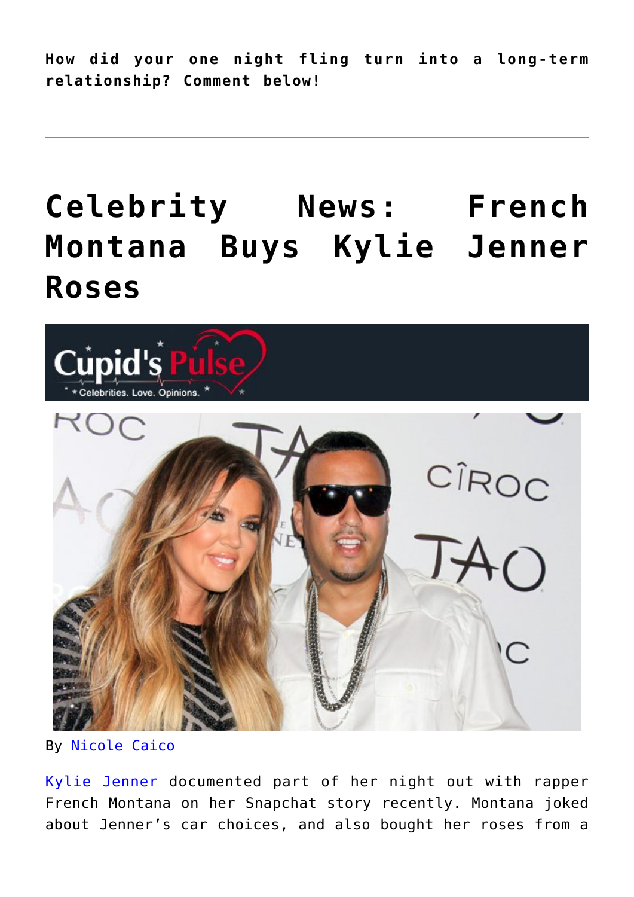**How did your one night fling turn into a long-term relationship? Comment below!**

---

# Celebrity News: French Montana Buys Kylie Jenner Roses

By Nicole Caico

Kylie Jenner documented part of her night out with rapper French Montana on her Snapchat story recently. Montana joked about Jenner's car choices, and also bought her roses from a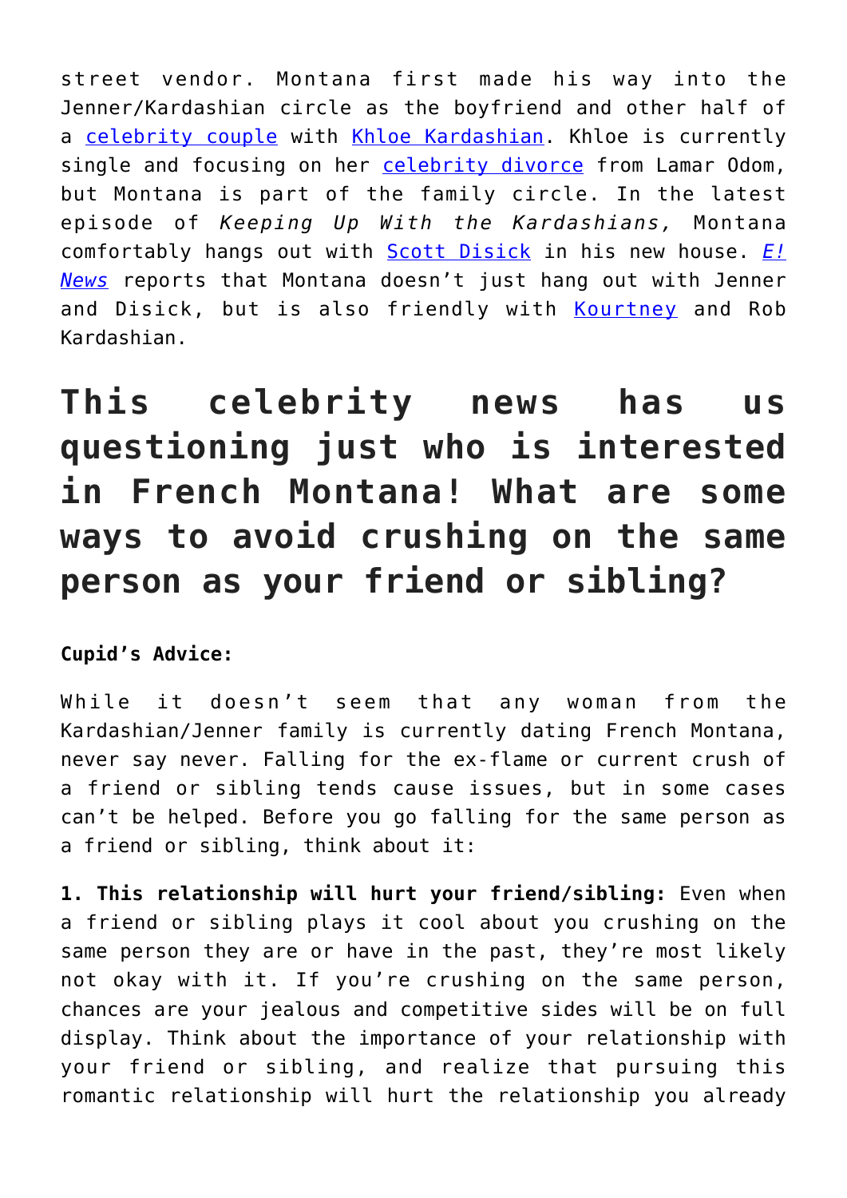street vendor. Montana first made his way into the Jenner/Kardashian circle as the boyfriend and other half of a celebrity couple with Khloe Kardashian. Khloe is currently single and focusing on her celebrity divorce from Lamar Odom, but Montana is part of the family circle. In the latest episode of *Keeping Up With the Kardashians,* Montana comfortably hangs out with Scott Disick in his new house. *E! News* reports that Montana doesn't just hang out with Jenner and Disick, but is also friendly with Kourtney and Rob Kardashian.

# This celebrity news has us questioning just who is interested in French Montana! What are some ways to avoid crushing on the same person as your friend or sibling?

**Cupid's Advice:**

While it doesn't seem that any woman from the Kardashian/Jenner family is currently dating French Montana, never say never. Falling for the ex-flame or current crush of a friend or sibling tends cause issues, but in some cases can't be helped. Before you go falling for the same person as a friend or sibling, think about it:

**1. This relationship will hurt your friend/sibling:** Even when a friend or sibling plays it cool about you crushing on the same person they are or have in the past, they're most likely not okay with it. If you're crushing on the same person, chances are your jealous and competitive sides will be on full display. Think about the importance of your relationship with your friend or sibling, and realize that pursuing this romantic relationship will hurt the relationship you already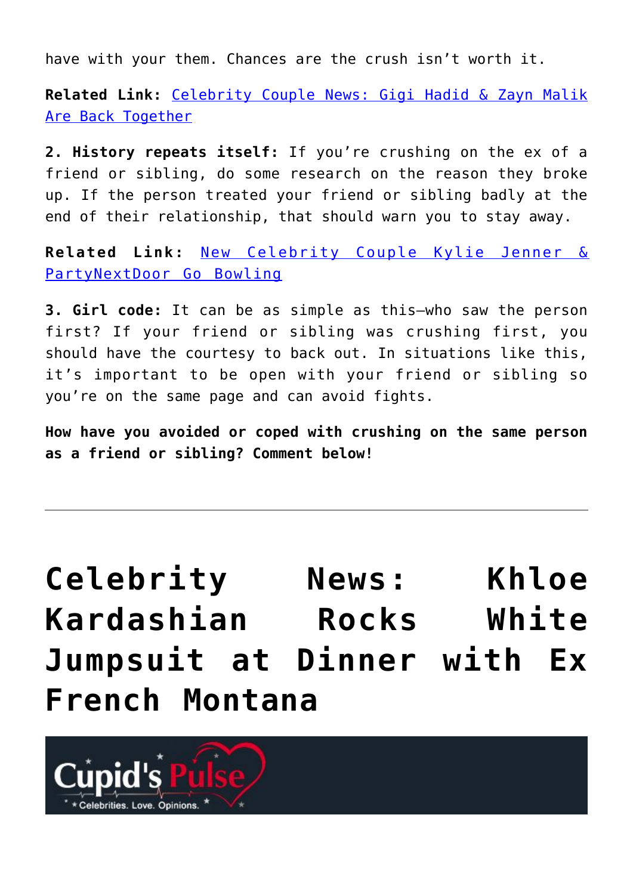have with your them. Chances are the crush isn't worth it.

**Related Link:** Celebrity Couple News: Gigi Hadid & Zayn Malik Are Back Together

**2. History repeats itself:** If you're crushing on the ex of a friend or sibling, do some research on the reason they broke up. If the person treated your friend or sibling badly at the end of their relationship, that should warn you to stay away.

**Related Link:** New Celebrity Couple Kylie Jenner & PartyNextDoor Go Bowling

**3. Girl code:** It can be as simple as this—who saw the person first? If your friend or sibling was crushing first, you should have the courtesy to back out. In situations like this, it's important to be open with your friend or sibling so you're on the same page and can avoid fights.

**How have you avoided or coped with crushing on the same person as a friend or sibling? Comment below!**

---

# Celebrity News: Khloe Kardashian Rocks White Jumpsuit at Dinner with Ex French Montana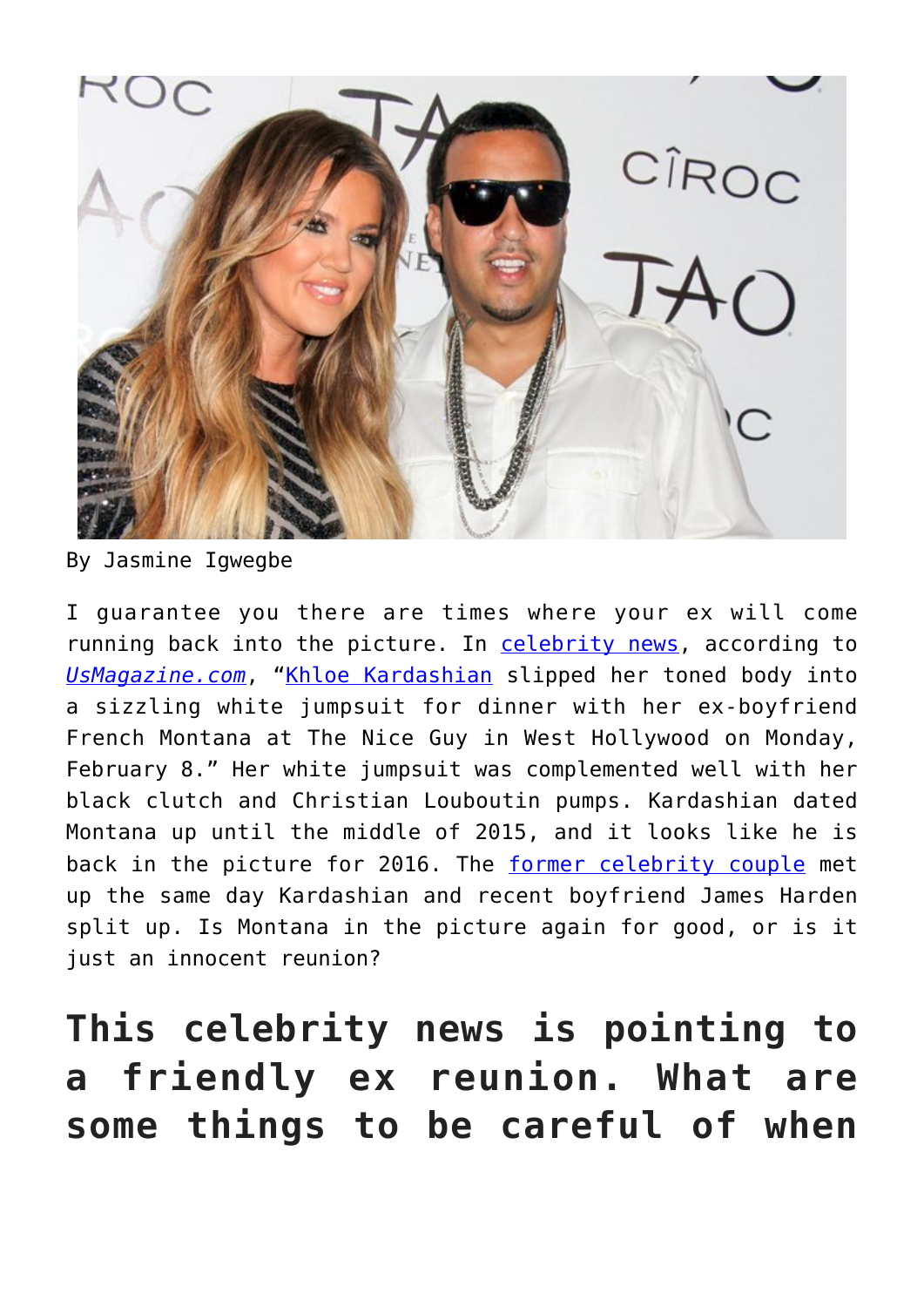By Jasmine Igwegbe

I guarantee you there are times where your ex will come running back into the picture. In celebrity news, according to *UsMagazine.com*, "Khloe Kardashian slipped her toned body into a sizzling white jumpsuit for dinner with her ex-boyfriend French Montana at The Nice Guy in West Hollywood on Monday, February 8." Her white jumpsuit was complemented well with her black clutch and Christian Louboutin pumps. Kardashian dated Montana up until the middle of 2015, and it looks like he is back in the picture for 2016. The former celebrity couple met up the same day Kardashian and recent boyfriend James Harden split up. Is Montana in the picture again for good, or is it just an innocent reunion?

## This celebrity news is pointing to a friendly ex reunion. What are some things to be careful of when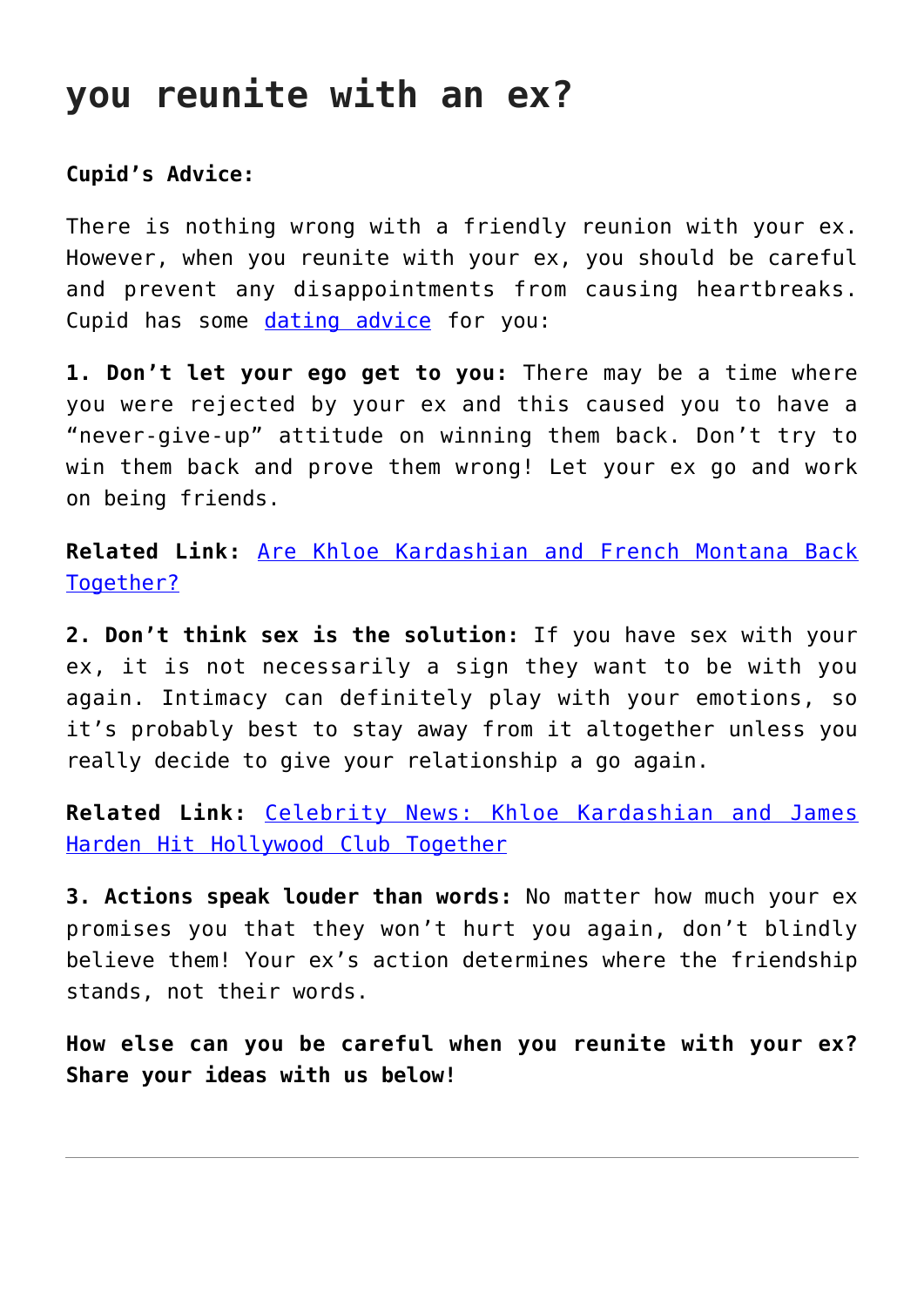## you reunite with an ex?

**Cupid's Advice:**

There is nothing wrong with a friendly reunion with your ex. However, when you reunite with your ex, you should be careful and prevent any disappointments from causing heartbreaks. Cupid has some dating advice for you:

**1. Don't let your ego get to you:** There may be a time where you were rejected by your ex and this caused you to have a "never-give-up" attitude on winning them back. Don't try to win them back and prove them wrong! Let your ex go and work on being friends.

**Related Link:** Are Khloe Kardashian and French Montana Back Together?

**2. Don't think sex is the solution:** If you have sex with your ex, it is not necessarily a sign they want to be with you again. Intimacy can definitely play with your emotions, so it's probably best to stay away from it altogether unless you really decide to give your relationship a go again.

**Related Link:** Celebrity News: Khloe Kardashian and James Harden Hit Hollywood Club Together

**3. Actions speak louder than words:** No matter how much your ex promises you that they won't hurt you again, don't blindly believe them! Your ex's action determines where the friendship stands, not their words.

**How else can you be careful when you reunite with your ex? Share your ideas with us below!**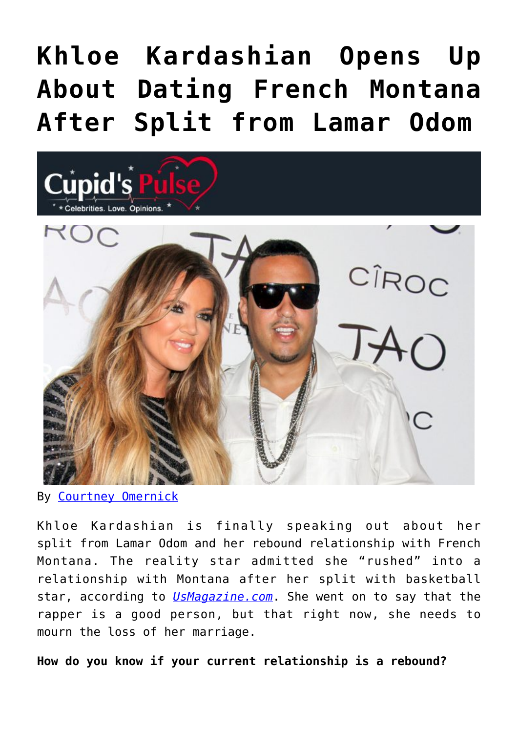# Khloe Kardashian Opens Up About Dating French Montana After Split from Lamar Odom

By [Courtney Omernick]()

Khloe Kardashian is finally speaking out about her split from Lamar Odom and her rebound relationship with French Montana. The reality star admitted she "rushed" into a relationship with Montana after her split with basketball star, according to [*UsMagazine.com*](). She went on to say that the rapper is a good person, but that right now, she needs to mourn the loss of her marriage.

**How do you know if your current relationship is a rebound?**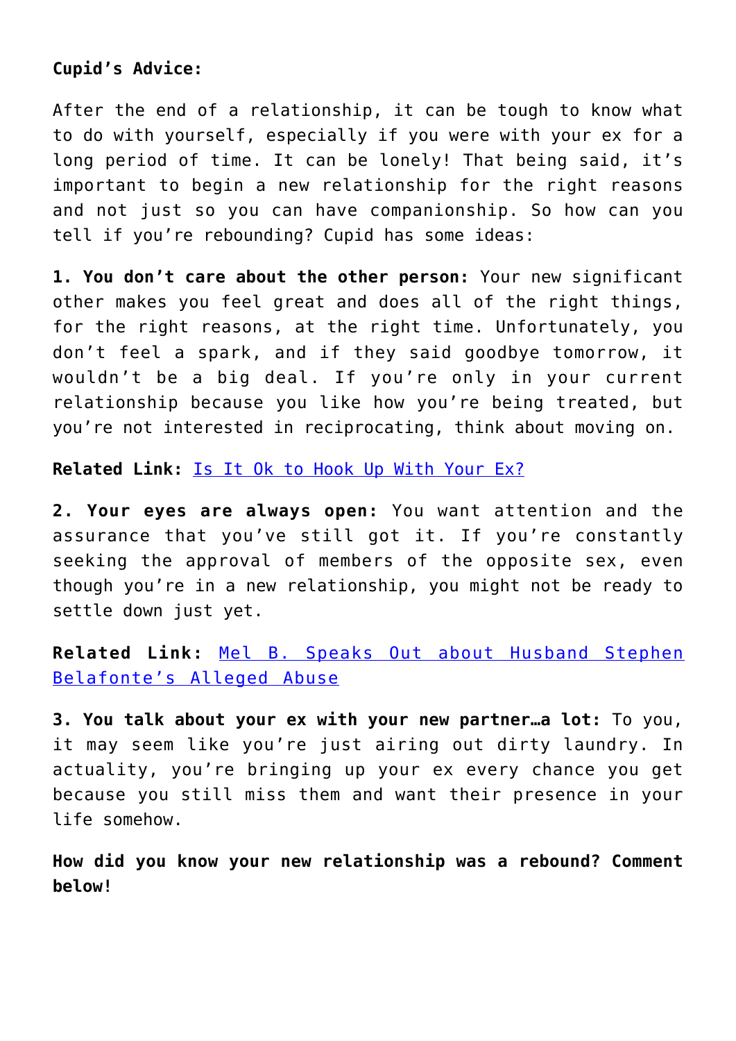**Cupid's Advice:**

After the end of a relationship, it can be tough to know what to do with yourself, especially if you were with your ex for a long period of time. It can be lonely! That being said, it's important to begin a new relationship for the right reasons and not just so you can have companionship. So how can you tell if you're rebounding? Cupid has some ideas:

**1. You don't care about the other person:** Your new significant other makes you feel great and does all of the right things, for the right reasons, at the right time. Unfortunately, you don't feel a spark, and if they said goodbye tomorrow, it wouldn't be a big deal. If you're only in your current relationship because you like how you're being treated, but you're not interested in reciprocating, think about moving on.

**Related Link:** Is It Ok to Hook Up With Your Ex?

**2. Your eyes are always open:** You want attention and the assurance that you've still got it. If you're constantly seeking the approval of members of the opposite sex, even though you're in a new relationship, you might not be ready to settle down just yet.

**Related Link:** Mel B. Speaks Out about Husband Stephen Belafonte's Alleged Abuse

**3. You talk about your ex with your new partner…a lot:** To you, it may seem like you're just airing out dirty laundry. In actuality, you're bringing up your ex every chance you get because you still miss them and want their presence in your life somehow.

**How did you know your new relationship was a rebound? Comment below!**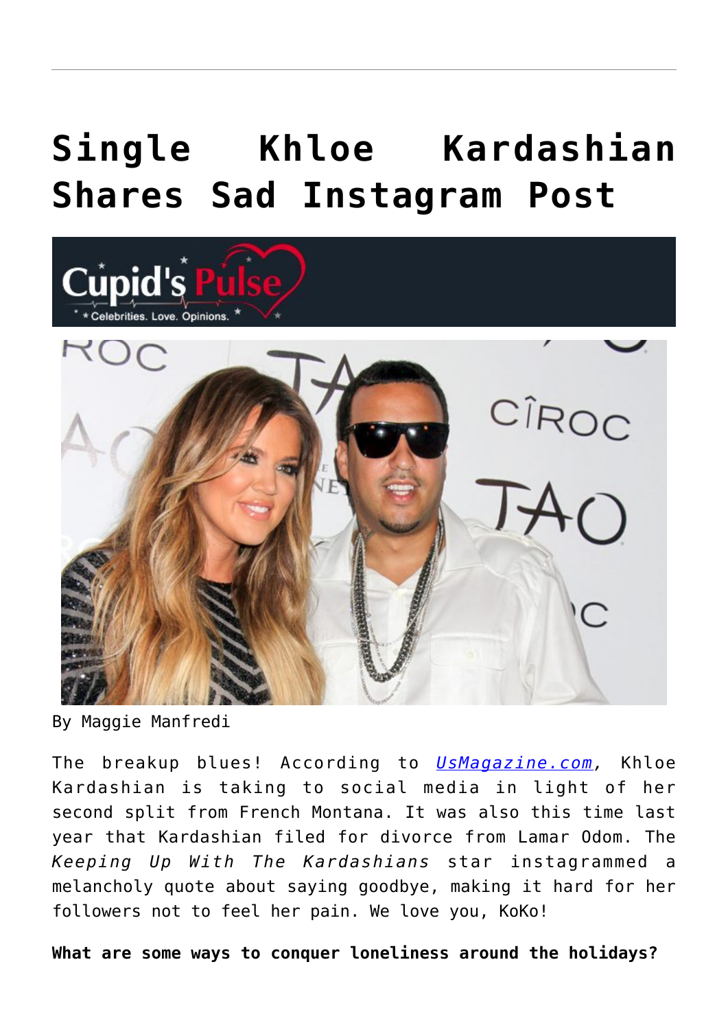# Single Khloe Kardashian Shares Sad Instagram Post

By Maggie Manfredi

The breakup blues! According to [UsMagazine.com](UsMagazine.com), Khloe Kardashian is taking to social media in light of her second split from French Montana. It was also this time last year that Kardashian filed for divorce from Lamar Odom. The *Keeping Up With The Kardashians* star instagrammed a melancholy quote about saying goodbye, making it hard for her followers not to feel her pain. We love you, KoKo!

**What are some ways to conquer loneliness around the holidays?**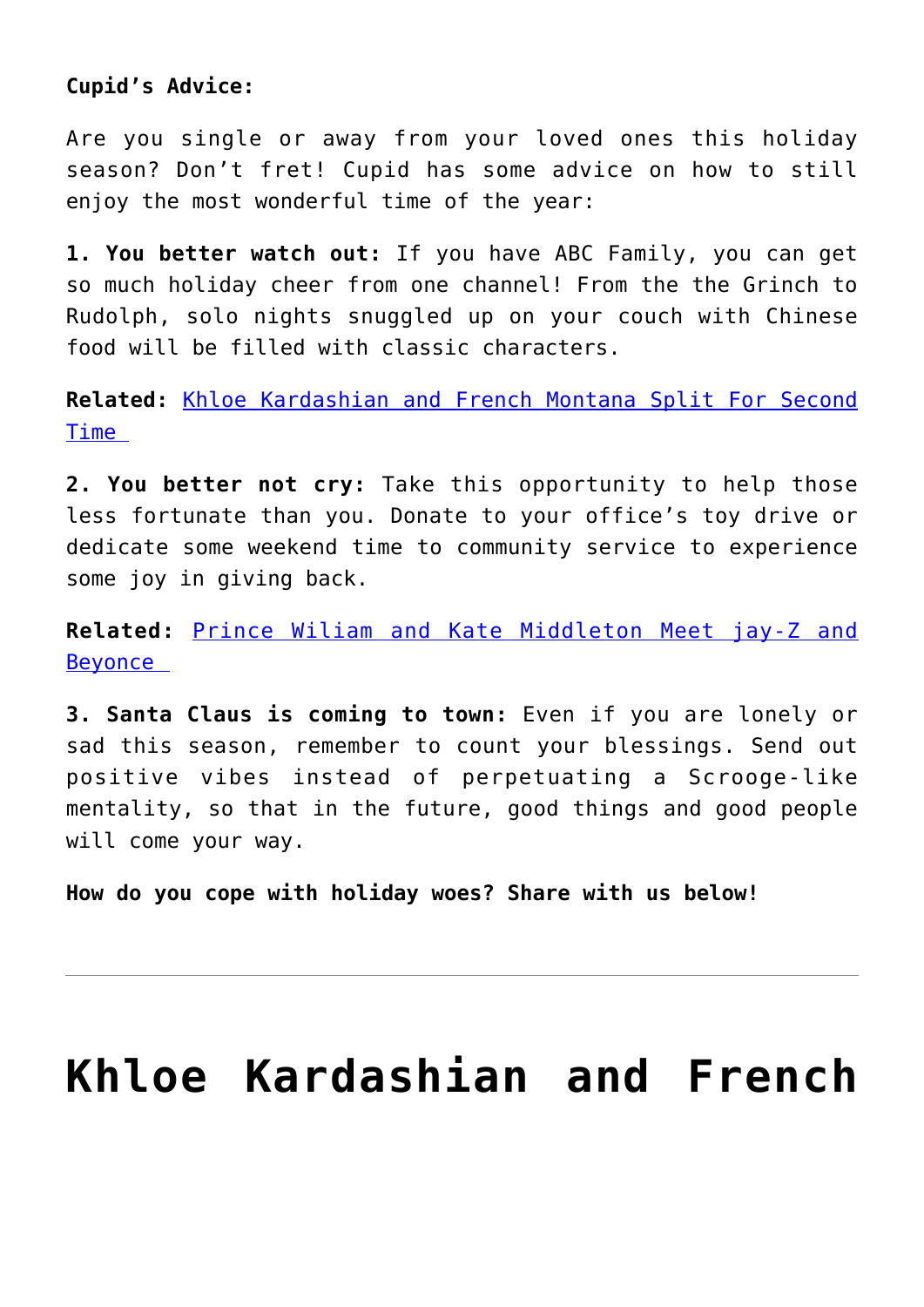**Cupid's Advice:**

Are you single or away from your loved ones this holiday season? Don't fret! Cupid has some advice on how to still enjoy the most wonderful time of the year:

**1. You better watch out:** If you have ABC Family, you can get so much holiday cheer from one channel! From the the Grinch to Rudolph, solo nights snuggled up on your couch with Chinese food will be filled with classic characters.

**Related:** [Khloe Kardashian and French Montana Split For Second Time ]()

**2. You better not cry:** Take this opportunity to help those less fortunate than you. Donate to your office's toy drive or dedicate some weekend time to community service to experience some joy in giving back.

**Related:** [Prince Wiliam and Kate Middleton Meet jay-Z and Beyonce ]()

**3. Santa Claus is coming to town:** Even if you are lonely or sad this season, remember to count your blessings. Send out positive vibes instead of perpetuating a Scrooge-like mentality, so that in the future, good things and good people will come your way.

**How do you cope with holiday woes? Share with us below!**

---

# Khloe Kardashian and French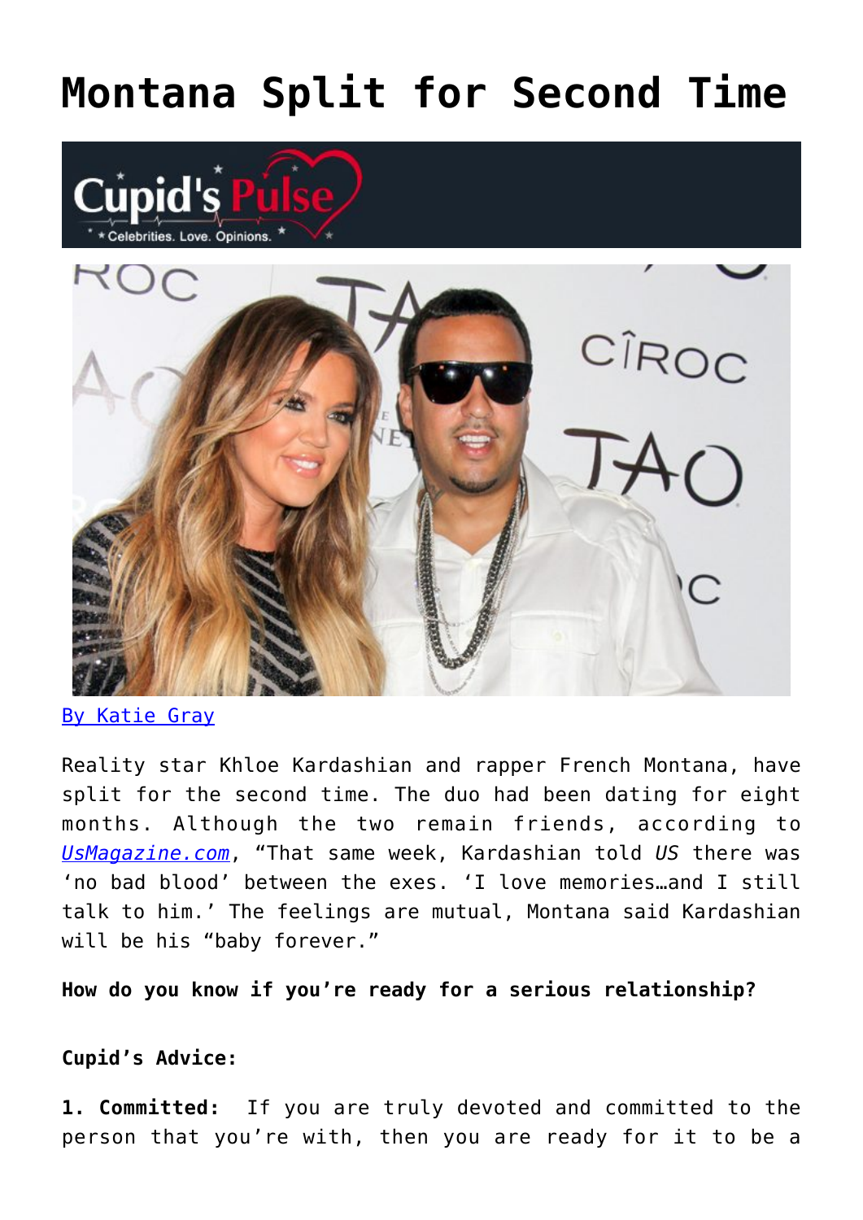# Montana Split for Second Time

By Katie Gray

Reality star Khloe Kardashian and rapper French Montana, have split for the second time. The duo had been dating for eight months. Although the two remain friends, according to *UsMagazine.com*, "That same week, Kardashian told *US* there was 'no bad blood' between the exes. 'I love memories…and I still talk to him.' The feelings are mutual, Montana said Kardashian will be his "baby forever."

**How do you know if you're ready for a serious relationship?**

**Cupid's Advice:**

**1. Committed:** If you are truly devoted and committed to the person that you're with, then you are ready for it to be a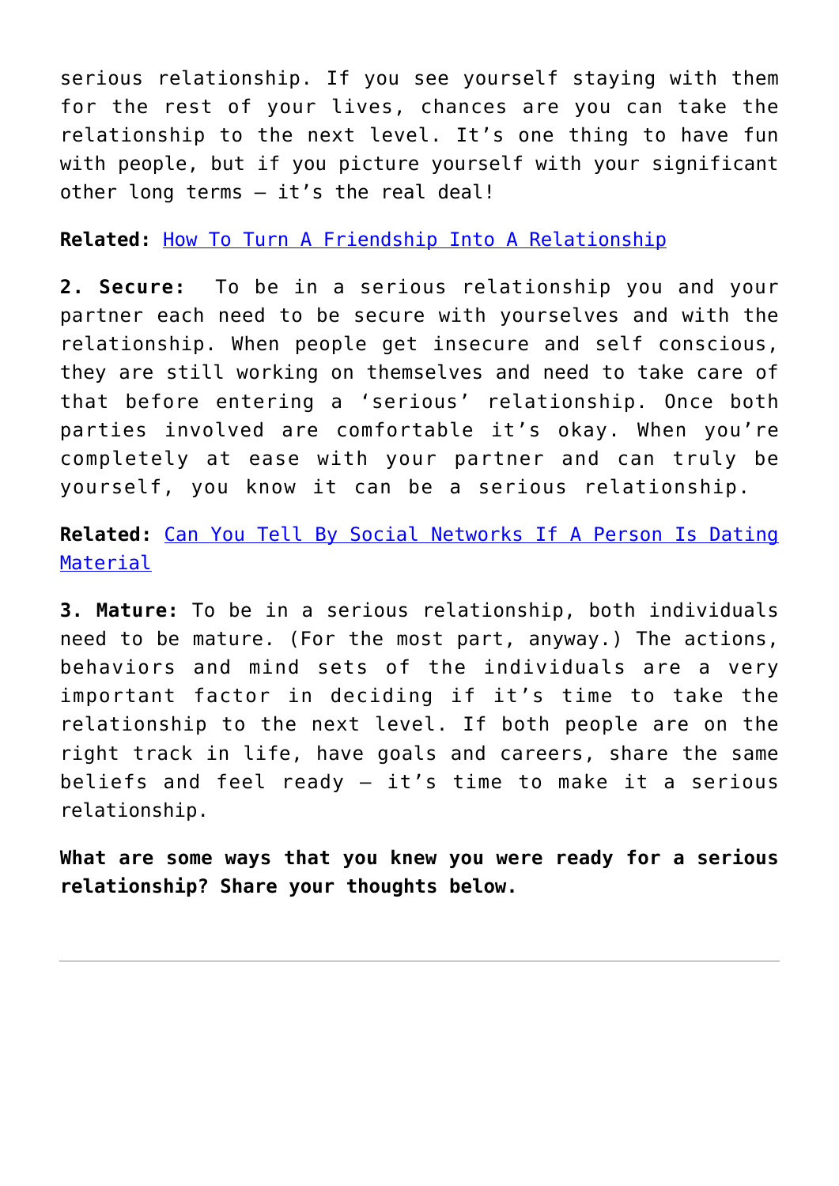serious relationship. If you see yourself staying with them for the rest of your lives, chances are you can take the relationship to the next level. It's one thing to have fun with people, but if you picture yourself with your significant other long terms – it's the real deal!

**Related:** How To Turn A Friendship Into A Relationship

**2. Secure:** To be in a serious relationship you and your partner each need to be secure with yourselves and with the relationship. When people get insecure and self conscious, they are still working on themselves and need to take care of that before entering a 'serious' relationship. Once both parties involved are comfortable it's okay. When you're completely at ease with your partner and can truly be yourself, you know it can be a serious relationship.

**Related:** Can You Tell By Social Networks If A Person Is Dating Material

**3. Mature:** To be in a serious relationship, both individuals need to be mature. (For the most part, anyway.) The actions, behaviors and mind sets of the individuals are a very important factor in deciding if it's time to take the relationship to the next level. If both people are on the right track in life, have goals and careers, share the same beliefs and feel ready – it's time to make it a serious relationship.

**What are some ways that you knew you were ready for a serious relationship? Share your thoughts below.**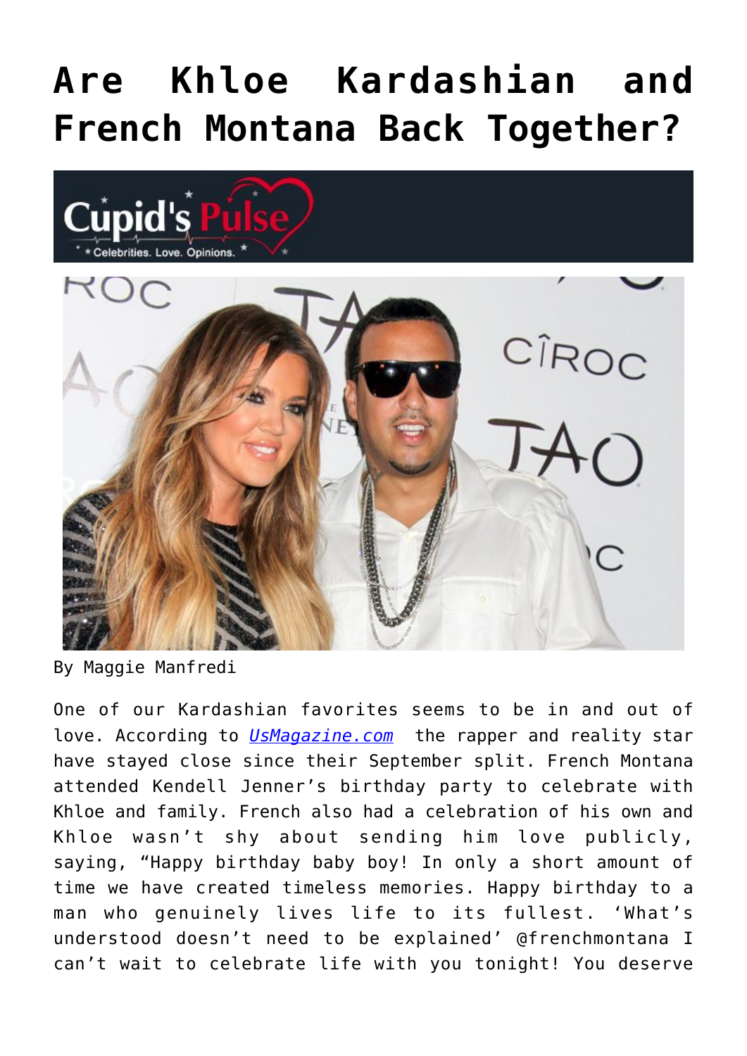# Are Khloe Kardashian and French Montana Back Together?

By Maggie Manfredi

One of our Kardashian favorites seems to be in and out of love. According to [UsMagazine.com](UsMagazine.com) the rapper and reality star have stayed close since their September split. French Montana attended Kendell Jenner's birthday party to celebrate with Khloe and family. French also had a celebration of his own and Khloe wasn't shy about sending him love publicly, saying, "Happy birthday baby boy! In only a short amount of time we have created timeless memories. Happy birthday to a man who genuinely lives life to its fullest. 'What's understood doesn't need to be explained' @frenchmontana I can't wait to celebrate life with you tonight! You deserve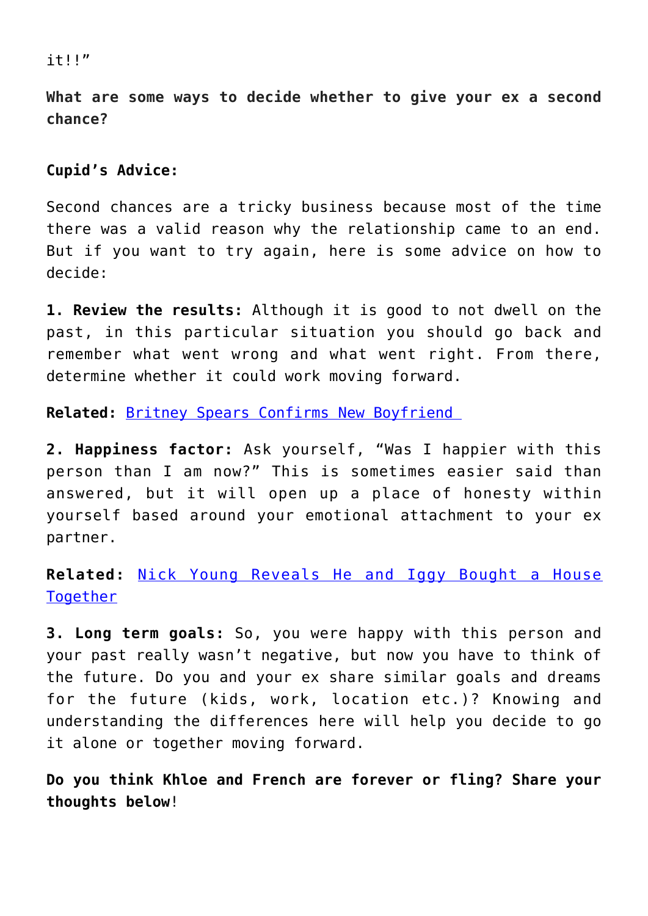it!!"

**What are some ways to decide whether to give your ex a second chance?**

**Cupid's Advice:**

Second chances are a tricky business because most of the time there was a valid reason why the relationship came to an end. But if you want to try again, here is some advice on how to decide:

**1. Review the results:** Although it is good to not dwell on the past, in this particular situation you should go back and remember what went wrong and what went right. From there, determine whether it could work moving forward.

**Related:** Britney Spears Confirms New Boyfriend

**2. Happiness factor:** Ask yourself, "Was I happier with this person than I am now?" This is sometimes easier said than answered, but it will open up a place of honesty within yourself based around your emotional attachment to your ex partner.

**Related:** Nick Young Reveals He and Iggy Bought a House Together

**3. Long term goals:** So, you were happy with this person and your past really wasn't negative, but now you have to think of the future. Do you and your ex share similar goals and dreams for the future (kids, work, location etc.)? Knowing and understanding the differences here will help you decide to go it alone or together moving forward.

**Do you think Khloe and French are forever or fling? Share your thoughts below**!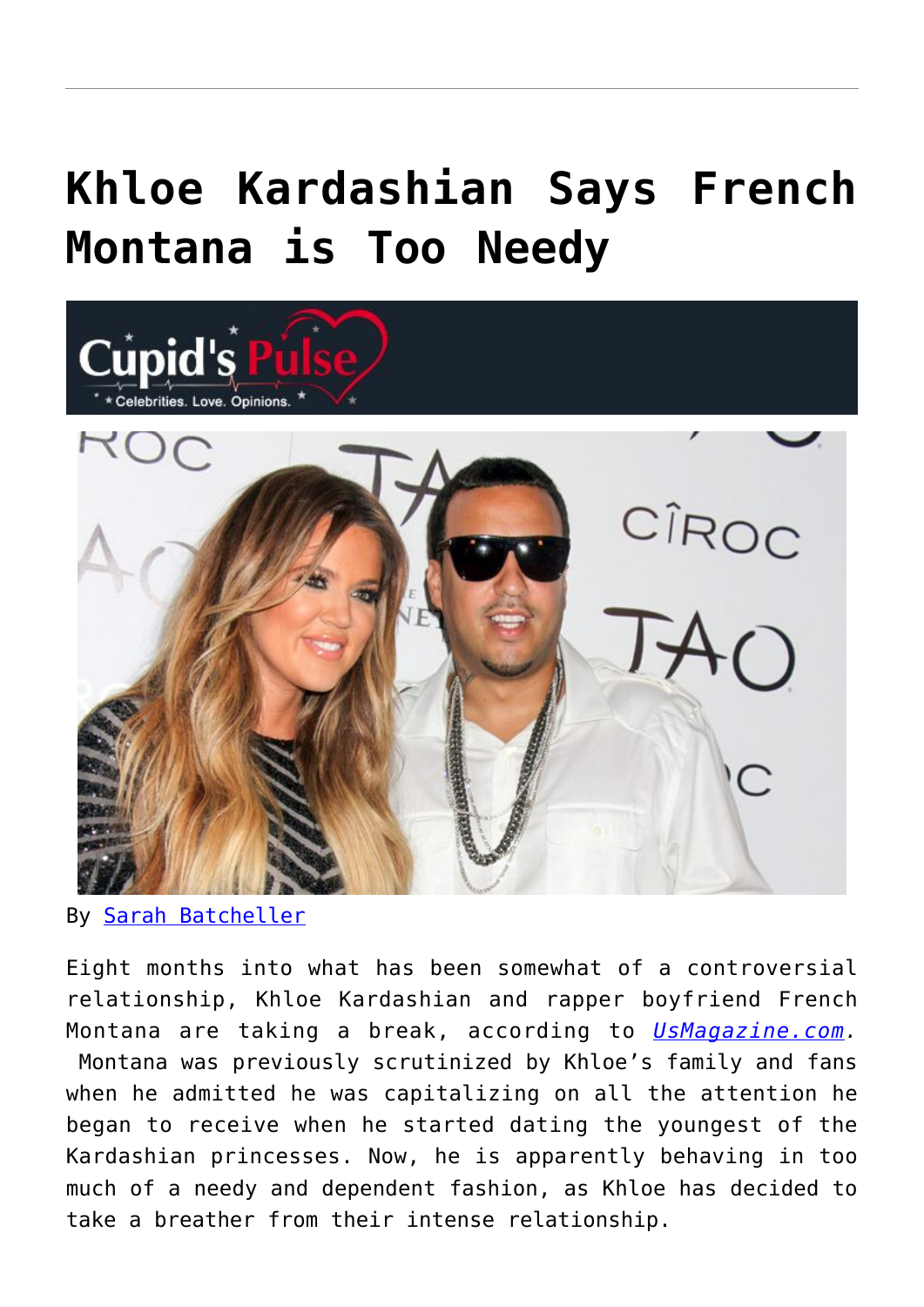# Khloe Kardashian Says French Montana is Too Needy

By Sarah Batcheller

Eight months into what has been somewhat of a controversial relationship, Khloe Kardashian and rapper boyfriend French Montana are taking a break, according to *UsMagazine.com*. Montana was previously scrutinized by Khloe's family and fans when he admitted he was capitalizing on all the attention he began to receive when he started dating the youngest of the Kardashian princesses. Now, he is apparently behaving in too much of a needy and dependent fashion, as Khloe has decided to take a breather from their intense relationship.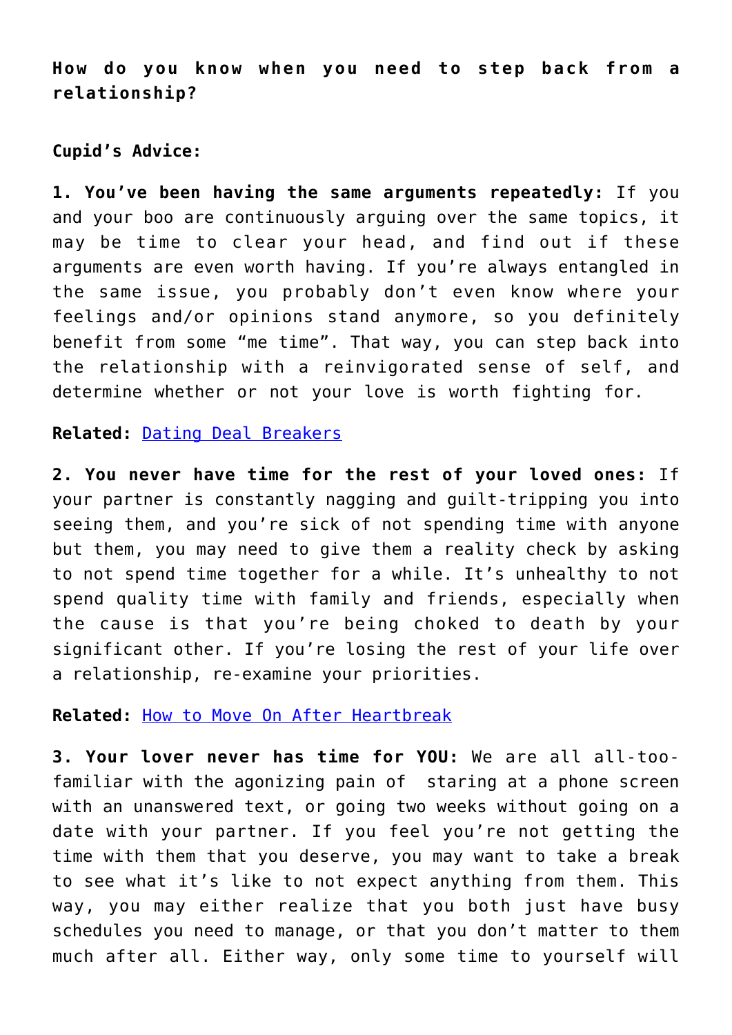**How do you know when you need to step back from a relationship?**

**Cupid's Advice:**

**1. You've been having the same arguments repeatedly:** If you and your boo are continuously arguing over the same topics, it may be time to clear your head, and find out if these arguments are even worth having. If you're always entangled in the same issue, you probably don't even know where your feelings and/or opinions stand anymore, so you definitely benefit from some "me time". That way, you can step back into the relationship with a reinvigorated sense of self, and determine whether or not your love is worth fighting for.

**Related:** Dating Deal Breakers

**2. You never have time for the rest of your loved ones:** If your partner is constantly nagging and guilt-tripping you into seeing them, and you're sick of not spending time with anyone but them, you may need to give them a reality check by asking to not spend time together for a while. It's unhealthy to not spend quality time with family and friends, especially when the cause is that you're being choked to death by your significant other. If you're losing the rest of your life over a relationship, re-examine your priorities.

**Related:** How to Move On After Heartbreak

**3. Your lover never has time for YOU:** We are all all-too-familiar with the agonizing pain of staring at a phone screen with an unanswered text, or going two weeks without going on a date with your partner. If you feel you're not getting the time with them that you deserve, you may want to take a break to see what it's like to not expect anything from them. This way, you may either realize that you both just have busy schedules you need to manage, or that you don't matter to them much after all. Either way, only some time to yourself will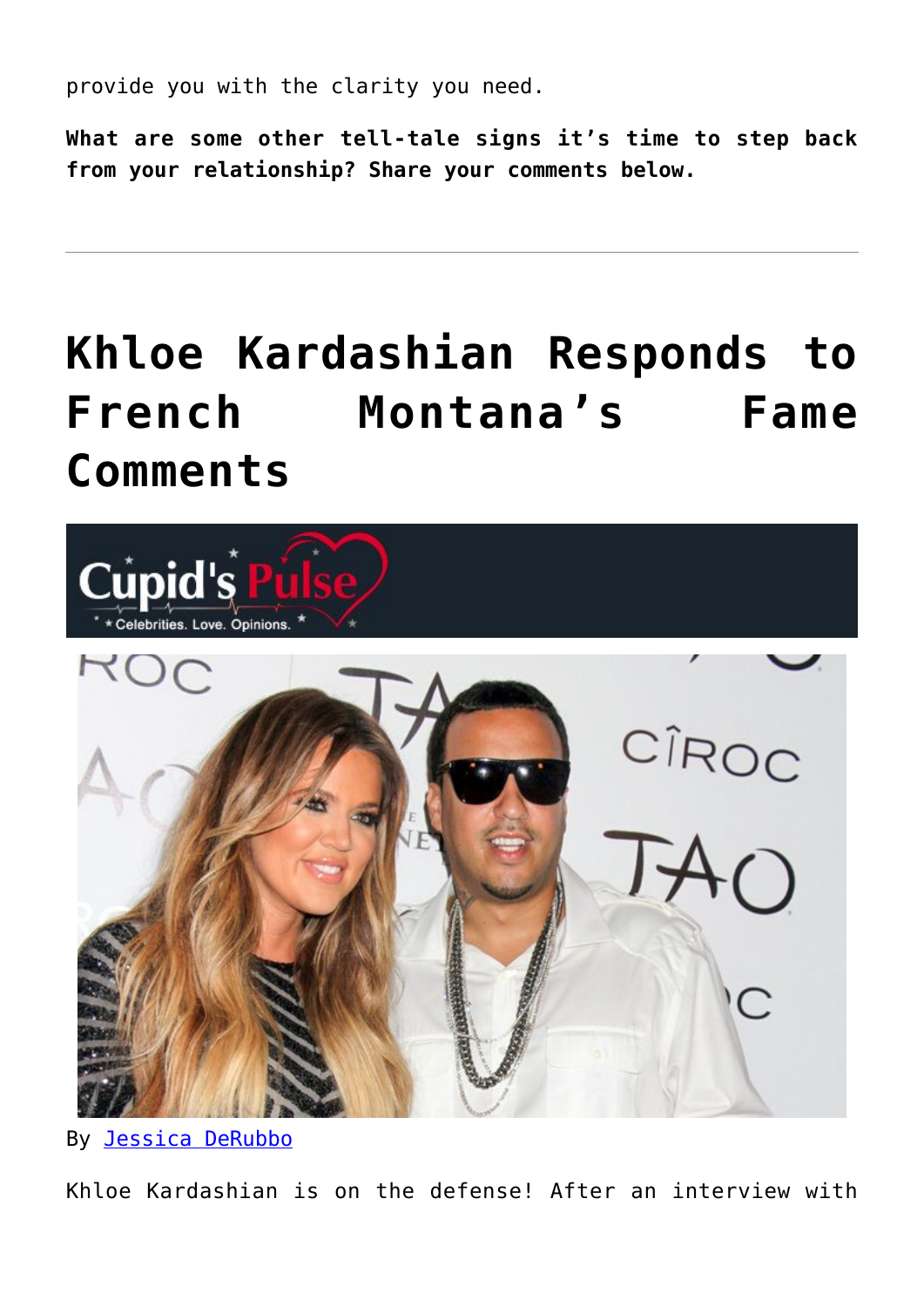provide you with the clarity you need.

**What are some other tell-tale signs it's time to step back from your relationship? Share your comments below.**

---

# Khloe Kardashian Responds to French Montana's Fame Comments

By Jessica DeRubbo

Khloe Kardashian is on the defense! After an interview with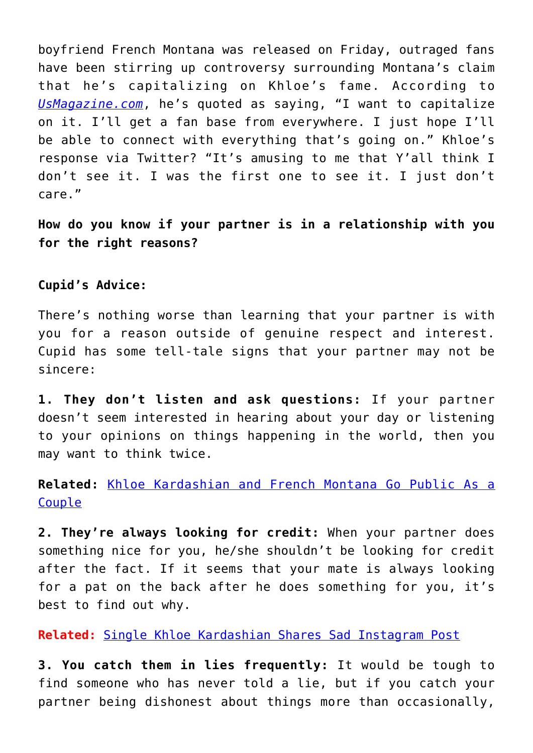boyfriend French Montana was released on Friday, outraged fans have been stirring up controversy surrounding Montana's claim that he's capitalizing on Khloe's fame. According to *UsMagazine.com*, he's quoted as saying, "I want to capitalize on it. I'll get a fan base from everywhere. I just hope I'll be able to connect with everything that's going on." Khloe's response via Twitter? "It's amusing to me that Y'all think I don't see it. I was the first one to see it. I just don't care."

**How do you know if your partner is in a relationship with you for the right reasons?**

**Cupid's Advice:**

There's nothing worse than learning that your partner is with you for a reason outside of genuine respect and interest. Cupid has some tell-tale signs that your partner may not be sincere:

**1. They don't listen and ask questions:** If your partner doesn't seem interested in hearing about your day or listening to your opinions on things happening in the world, then you may want to think twice.

**Related:** Khloe Kardashian and French Montana Go Public As a Couple

**2. They're always looking for credit:** When your partner does something nice for you, he/she shouldn't be looking for credit after the fact. If it seems that your mate is always looking for a pat on the back after he does something for you, it's best to find out why.

**Related:** Single Khloe Kardashian Shares Sad Instagram Post

**3. You catch them in lies frequently:** It would be tough to find someone who has never told a lie, but if you catch your partner being dishonest about things more than occasionally,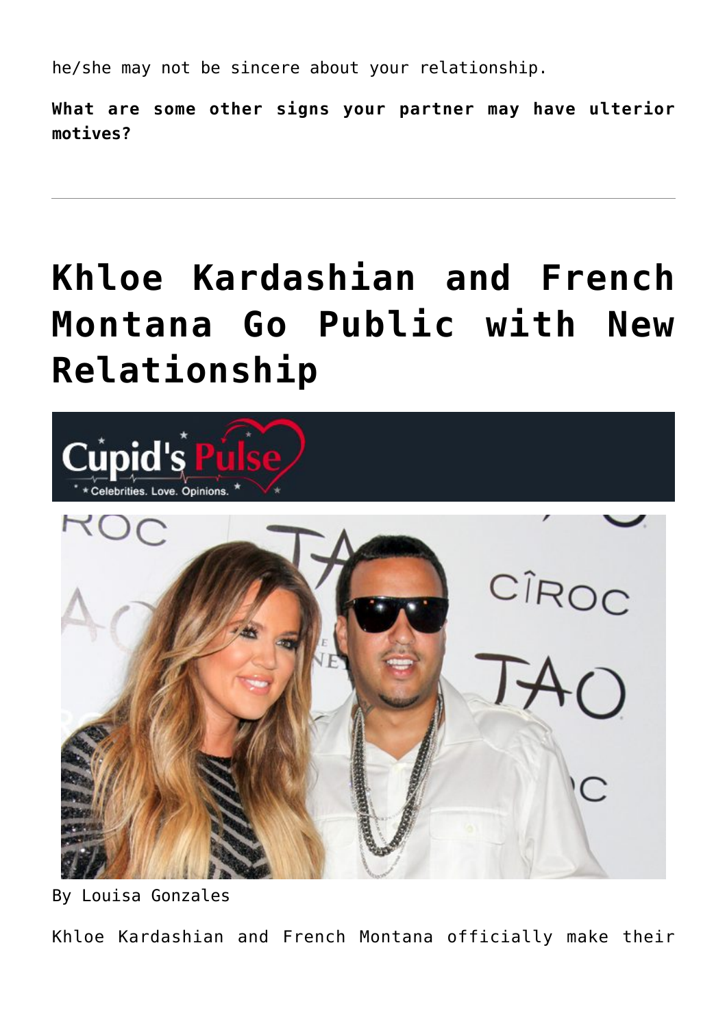he/she may not be sincere about your relationship.

**What are some other signs your partner may have ulterior motives?**

---

# Khloe Kardashian and French Montana Go Public with New Relationship

By Louisa Gonzales

Khloe Kardashian and French Montana officially make their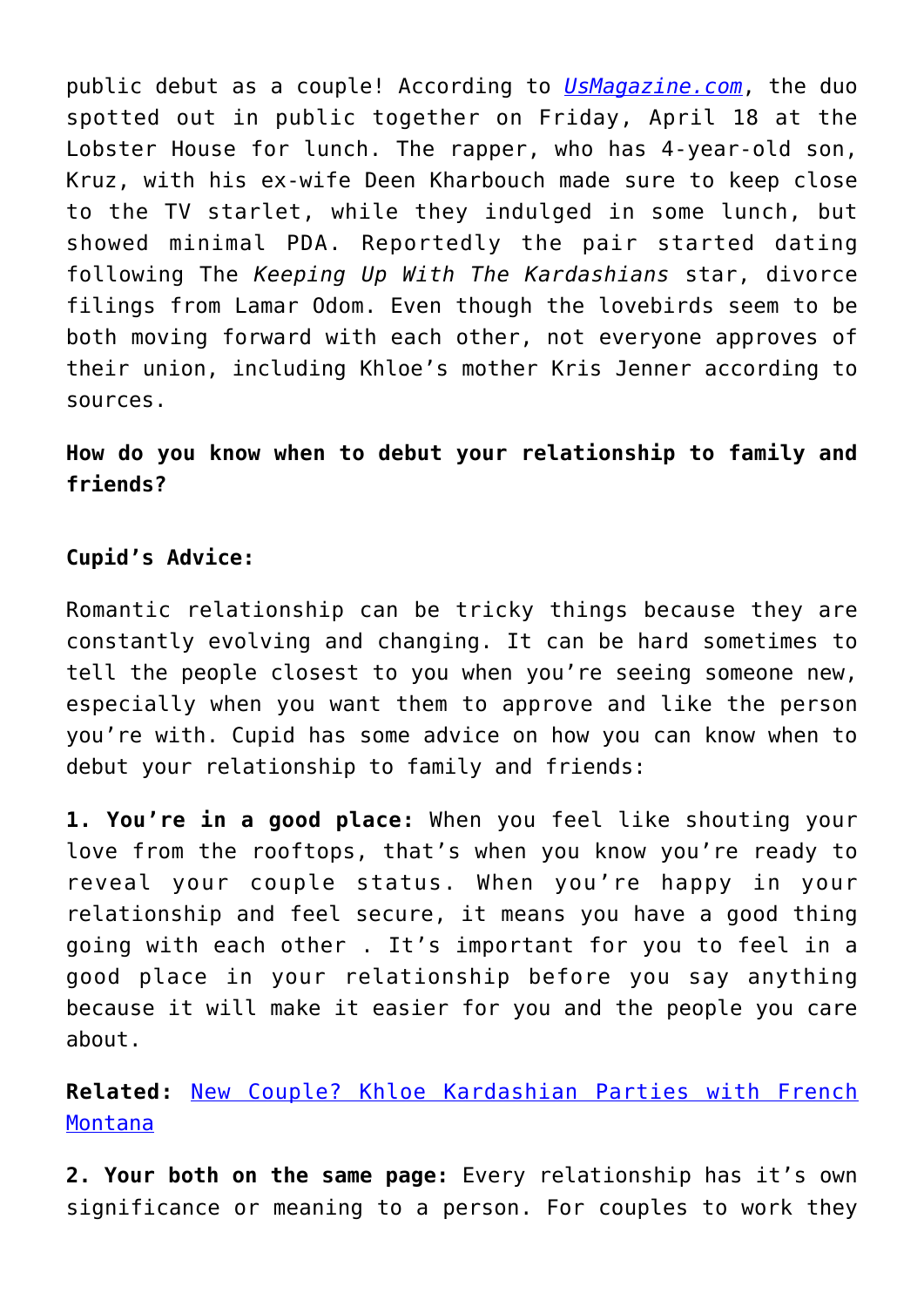public debut as a couple! According to [UsMagazine.com](), the duo spotted out in public together on Friday, April 18 at the Lobster House for lunch. The rapper, who has 4-year-old son, Kruz, with his ex-wife Deen Kharbouch made sure to keep close to the TV starlet, while they indulged in some lunch, but showed minimal PDA. Reportedly the pair started dating following The *Keeping Up With The Kardashians* star, divorce filings from Lamar Odom. Even though the lovebirds seem to be both moving forward with each other, not everyone approves of their union, including Khloe's mother Kris Jenner according to sources.

**How do you know when to debut your relationship to family and friends?**

**Cupid's Advice:**

Romantic relationship can be tricky things because they are constantly evolving and changing. It can be hard sometimes to tell the people closest to you when you're seeing someone new, especially when you want them to approve and like the person you're with. Cupid has some advice on how you can know when to debut your relationship to family and friends:

**1. You're in a good place:** When you feel like shouting your love from the rooftops, that's when you know you're ready to reveal your couple status. When you're happy in your relationship and feel secure, it means you have a good thing going with each other . It's important for you to feel in a good place in your relationship before you say anything because it will make it easier for you and the people you care about.

**Related:** [New Couple? Khloe Kardashian Parties with French Montana]()

**2. Your both on the same page:** Every relationship has it's own significance or meaning to a person. For couples to work they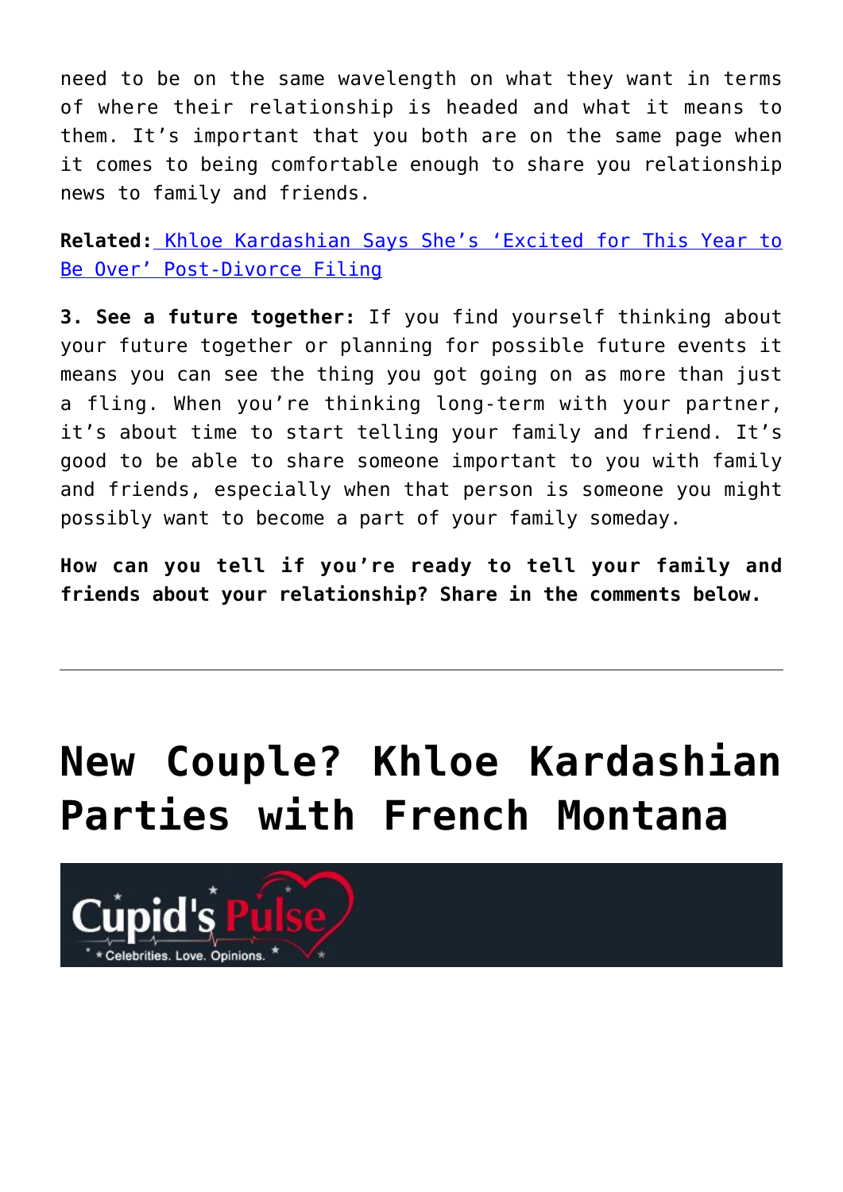need to be on the same wavelength on what they want in terms of where their relationship is headed and what it means to them. It's important that you both are on the same page when it comes to being comfortable enough to share you relationship news to family and friends.

**Related:** [Khloe Kardashian Says She's 'Excited for This Year to Be Over' Post-Divorce Filing]()

**3. See a future together:** If you find yourself thinking about your future together or planning for possible future events it means you can see the thing you got going on as more than just a fling. When you're thinking long-term with your partner, it's about time to start telling your family and friend. It's good to be able to share someone important to you with family and friends, especially when that person is someone you might possibly want to become a part of your family someday.

**How can you tell if you're ready to tell your family and friends about your relationship? Share in the comments below.**

---

# New Couple? Khloe Kardashian Parties with French Montana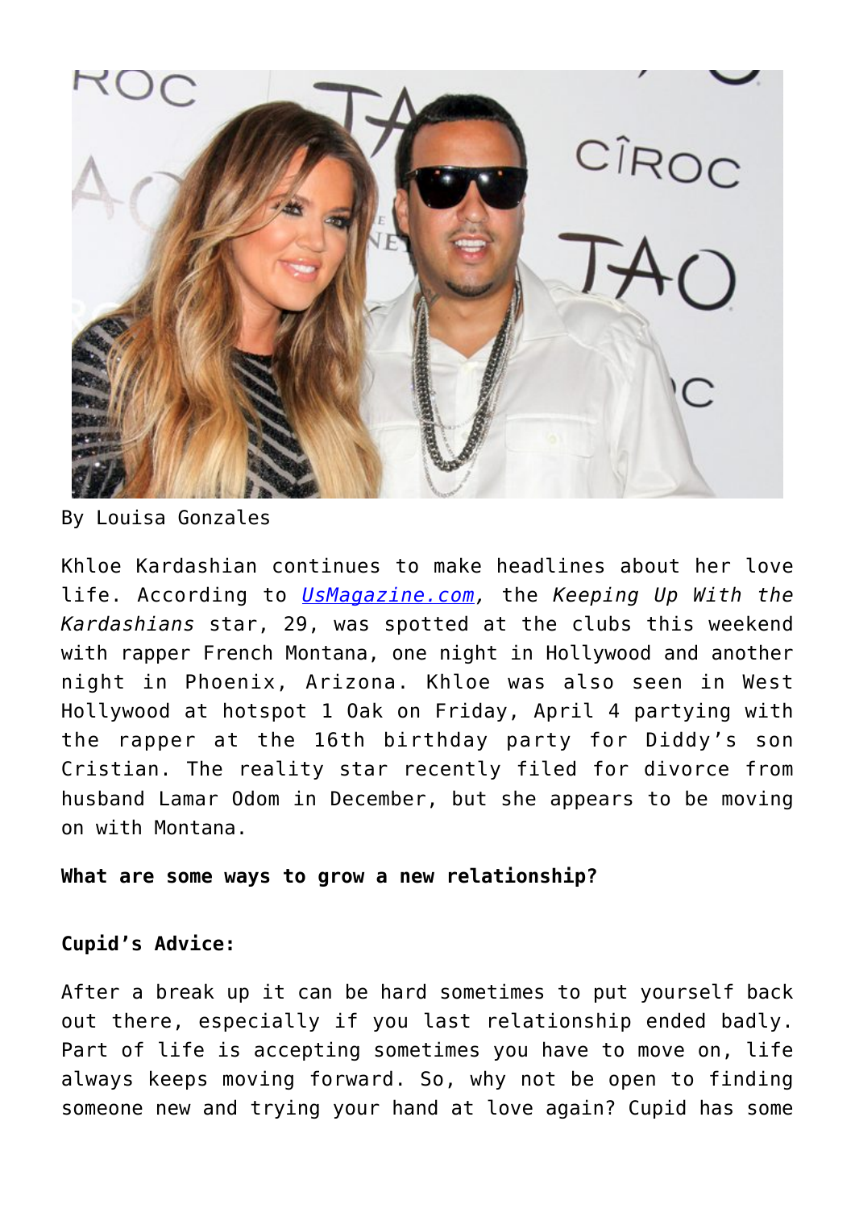By Louisa Gonzales

Khloe Kardashian continues to make headlines about her love life. According to [*UsMagazine.com*](UsMagazine.com), the *Keeping Up With the Kardashians* star, 29, was spotted at the clubs this weekend with rapper French Montana, one night in Hollywood and another night in Phoenix, Arizona. Khloe was also seen in West Hollywood at hotspot 1 Oak on Friday, April 4 partying with the rapper at the 16th birthday party for Diddy's son Cristian. The reality star recently filed for divorce from husband Lamar Odom in December, but she appears to be moving on with Montana.

**What are some ways to grow a new relationship?**

**Cupid's Advice:**

After a break up it can be hard sometimes to put yourself back out there, especially if you last relationship ended badly. Part of life is accepting sometimes you have to move on, life always keeps moving forward. So, why not be open to finding someone new and trying your hand at love again? Cupid has some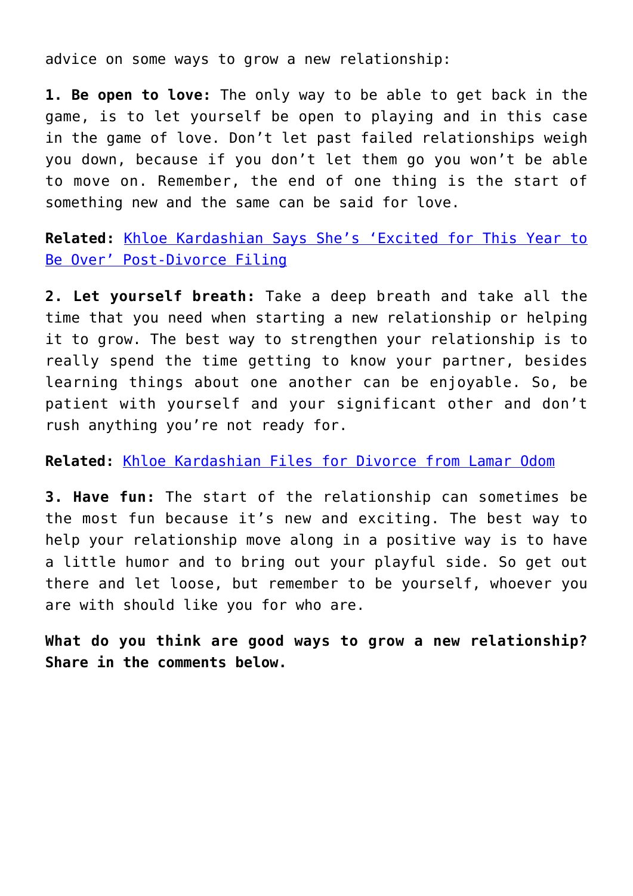advice on some ways to grow a new relationship:

**1. Be open to love:** The only way to be able to get back in the game, is to let yourself be open to playing and in this case in the game of love. Don't let past failed relationships weigh you down, because if you don't let them go you won't be able to move on. Remember, the end of one thing is the start of something new and the same can be said for love.

**Related:** Khloe Kardashian Says She's 'Excited for This Year to Be Over' Post-Divorce Filing

**2. Let yourself breath:** Take a deep breath and take all the time that you need when starting a new relationship or helping it to grow. The best way to strengthen your relationship is to really spend the time getting to know your partner, besides learning things about one another can be enjoyable. So, be patient with yourself and your significant other and don't rush anything you're not ready for.

**Related:** Khloe Kardashian Files for Divorce from Lamar Odom

**3. Have fun:** The start of the relationship can sometimes be the most fun because it's new and exciting. The best way to help your relationship move along in a positive way is to have a little humor and to bring out your playful side. So get out there and let loose, but remember to be yourself, whoever you are with should like you for who are.

**What do you think are good ways to grow a new relationship? Share in the comments below.**